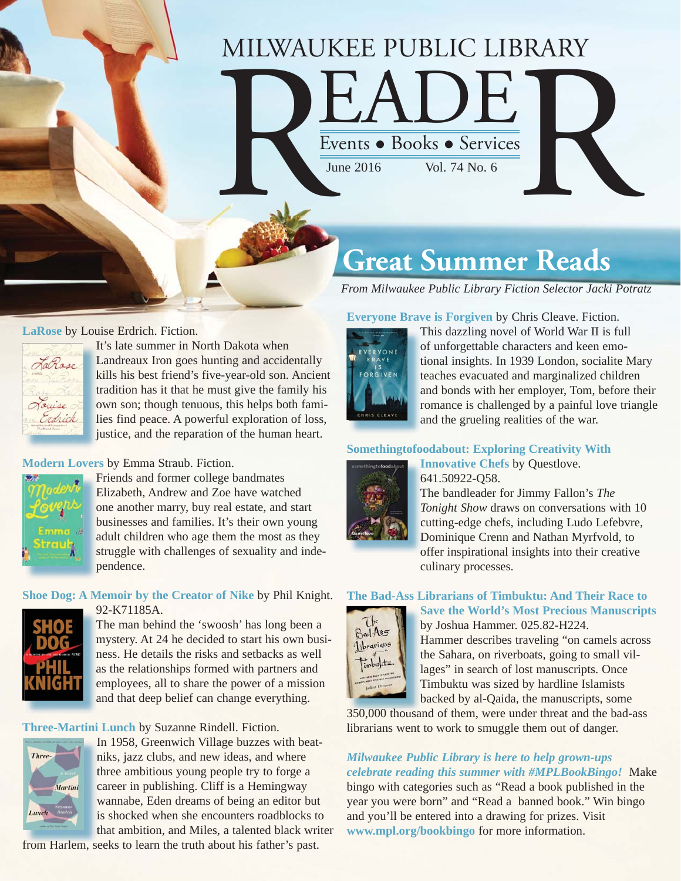# MILWAUKEE PUBLIC LIBRARY READER

Events • Books • Services

June 2016 Vol. 74 No. 6

## Great Summer Reads

*From Milwaukee Public Library Fiction Selector Jacki Potratz*

**LaRose** by Louise Erdrich. Fiction.
It's late summer in North Dakota when Landreaux Iron goes hunting and accidentally kills his best friend's five-year-old son. Ancient tradition has it that he must give the family his own son; though tenuous, this helps both families find peace. A powerful exploration of loss, justice, and the reparation of the human heart.

**Modern Lovers** by Emma Straub. Fiction.
Friends and former college bandmates Elizabeth, Andrew and Zoe have watched one another marry, buy real estate, and start businesses and families. It's their own young adult children who age them the most as they struggle with challenges of sexuality and independence.

**Shoe Dog: A Memoir by the Creator of Nike** by Phil Knight. 92-K71185A.
The man behind the 'swoosh' has long been a mystery. At 24 he decided to start his own business. He details the risks and setbacks as well as the relationships formed with partners and employees, all to share the power of a mission and that deep belief can change everything.

**Three-Martini Lunch** by Suzanne Rindell. Fiction.
In 1958, Greenwich Village buzzes with beatniks, jazz clubs, and new ideas, and where three ambitious young people try to forge a career in publishing. Cliff is a Hemingway wannabe, Eden dreams of being an editor but is shocked when she encounters roadblocks to that ambition, and Miles, a talented black writer from Harlem, seeks to learn the truth about his father's past.

**Everyone Brave is Forgiven** by Chris Cleave. Fiction.
This dazzling novel of World War II is full of unforgettable characters and keen emotional insights. In 1939 London, socialite Mary teaches evacuated and marginalized children and bonds with her employer, Tom, before their romance is challenged by a painful love triangle and the grueling realities of the war.

**Somethingtofoodabout: Exploring Creativity With Innovative Chefs** by Questlove. 641.50922-Q58.
The bandleader for Jimmy Fallon's *The Tonight Show* draws on conversations with 10 cutting-edge chefs, including Ludo Lefebvre, Dominique Crenn and Nathan Myrfvold, to offer inspirational insights into their creative culinary processes.

**The Bad-Ass Librarians of Timbuktu: And Their Race to Save the World's Most Precious Manuscripts** by Joshua Hammer. 025.82-H224.
Hammer describes traveling "on camels across the Sahara, on riverboats, going to small villages" in search of lost manuscripts. Once Timbuktu was sized by hardline Islamists backed by al-Qaida, the manuscripts, some 350,000 thousand of them, were under threat and the bad-ass librarians went to work to smuggle them out of danger.

***Milwaukee Public Library is here to help grown-ups celebrate reading this summer with #MPLBookBingo!*** Make bingo with categories such as "Read a book published in the year you were born" and "Read a banned book." Win bingo and you'll be entered into a drawing for prizes. Visit **www.mpl.org/bookbingo** for more information.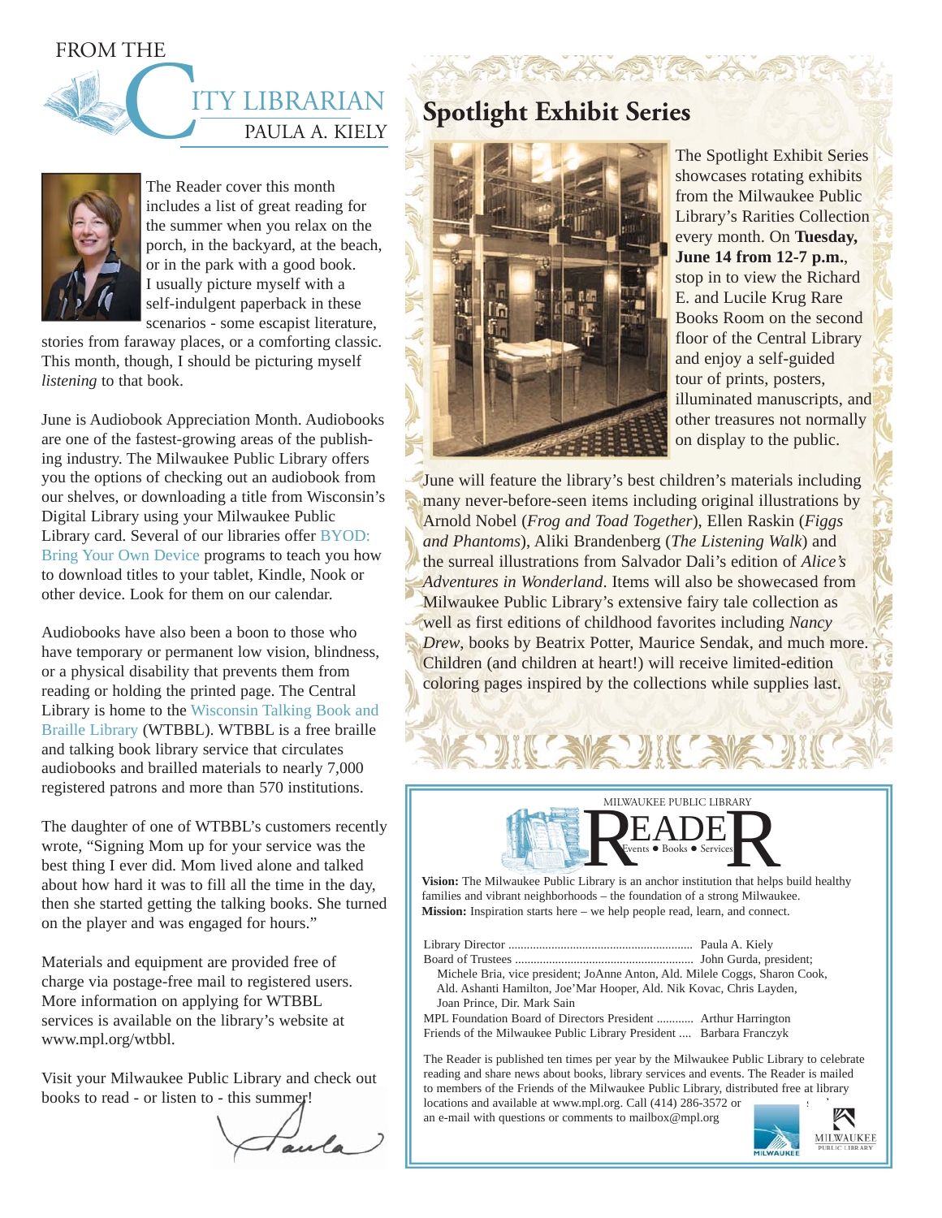# From the City Librarian

## Paula A. Kiely

The Reader cover this month includes a list of great reading for the summer when you relax on the porch, in the backyard, at the beach, or in the park with a good book. I usually picture myself with a self-indulgent paperback in these scenarios - some escapist literature, stories from faraway places, or a comforting classic. This month, though, I should be picturing myself *listening* to that book.

June is Audiobook Appreciation Month. Audiobooks are one of the fastest-growing areas of the publishing industry. The Milwaukee Public Library offers you the options of checking out an audiobook from our shelves, or downloading a title from Wisconsin's Digital Library using your Milwaukee Public Library card. Several of our libraries offer BYOD: Bring Your Own Device programs to teach you how to download titles to your tablet, Kindle, Nook or other device. Look for them on our calendar.

Audiobooks have also been a boon to those who have temporary or permanent low vision, blindness, or a physical disability that prevents them from reading or holding the printed page. The Central Library is home to the Wisconsin Talking Book and Braille Library (WTBBL). WTBBL is a free braille and talking book library service that circulates audiobooks and brailled materials to nearly 7,000 registered patrons and more than 570 institutions.

The daughter of one of WTBBL's customers recently wrote, "Signing Mom up for your service was the best thing I ever did. Mom lived alone and talked about how hard it was to fill all the time in the day, then she started getting the talking books. She turned on the player and was engaged for hours."

Materials and equipment are provided free of charge via postage-free mail to registered users. More information on applying for WTBBL services is available on the library's website at www.mpl.org/wtbbl.

Visit your Milwaukee Public Library and check out books to read - or listen to - this summer!

Paula

# Spotlight Exhibit Series

The Spotlight Exhibit Series showcases rotating exhibits from the Milwaukee Public Library's Rarities Collection every month. On **Tuesday, June 14 from 12-7 p.m.**, stop in to view the Richard E. and Lucile Krug Rare Books Room on the second floor of the Central Library and enjoy a self-guided tour of prints, posters, illuminated manuscripts, and other treasures not normally on display to the public.

June will feature the library's best children's materials including many never-before-seen items including original illustrations by Arnold Nobel (*Frog and Toad Together*), Ellen Raskin (*Figgs and Phantoms*), Aliki Brandenberg (*The Listening Walk*) and the surreal illustrations from Salvador Dali's edition of *Alice's Adventures in Wonderland*. Items will also be showecased from Milwaukee Public Library's extensive fairy tale collection as well as first editions of childhood favorites including *Nancy Drew*, books by Beatrix Potter, Maurice Sendak, and much more. Children (and children at heart!) will receive limited-edition coloring pages inspired by the collections while supplies last.

---

MILWAUKEE PUBLIC LIBRARY

# READER

Events • Books • Services

**Vision:** The Milwaukee Public Library is an anchor institution that helps build healthy families and vibrant neighborhoods – the foundation of a strong Milwaukee.
**Mission:** Inspiration starts here – we help people read, learn, and connect.

Library Director ............................................................ Paula A. Kiely
Board of Trustees ............................................................ John Gurda, president;
Michele Bria, vice president; JoAnne Anton, Ald. Milele Coggs, Sharon Cook, Ald. Ashanti Hamilton, Joe'Mar Hooper, Ald. Nik Kovac, Chris Layden, Joan Prince, Dir. Mark Sain
MPL Foundation Board of Directors President ............ Arthur Harrington
Friends of the Milwaukee Public Library President .... Barbara Franczyk

The Reader is published ten times per year by the Milwaukee Public Library to celebrate reading and share news about books, library services and events. The Reader is mailed to members of the Friends of the Milwaukee Public Library, distributed free at library locations and available at www.mpl.org. Call (414) 286-3572 or send an e-mail with questions or comments to mailbox@mpl.org

MILWAUKEE PUBLIC LIBRARY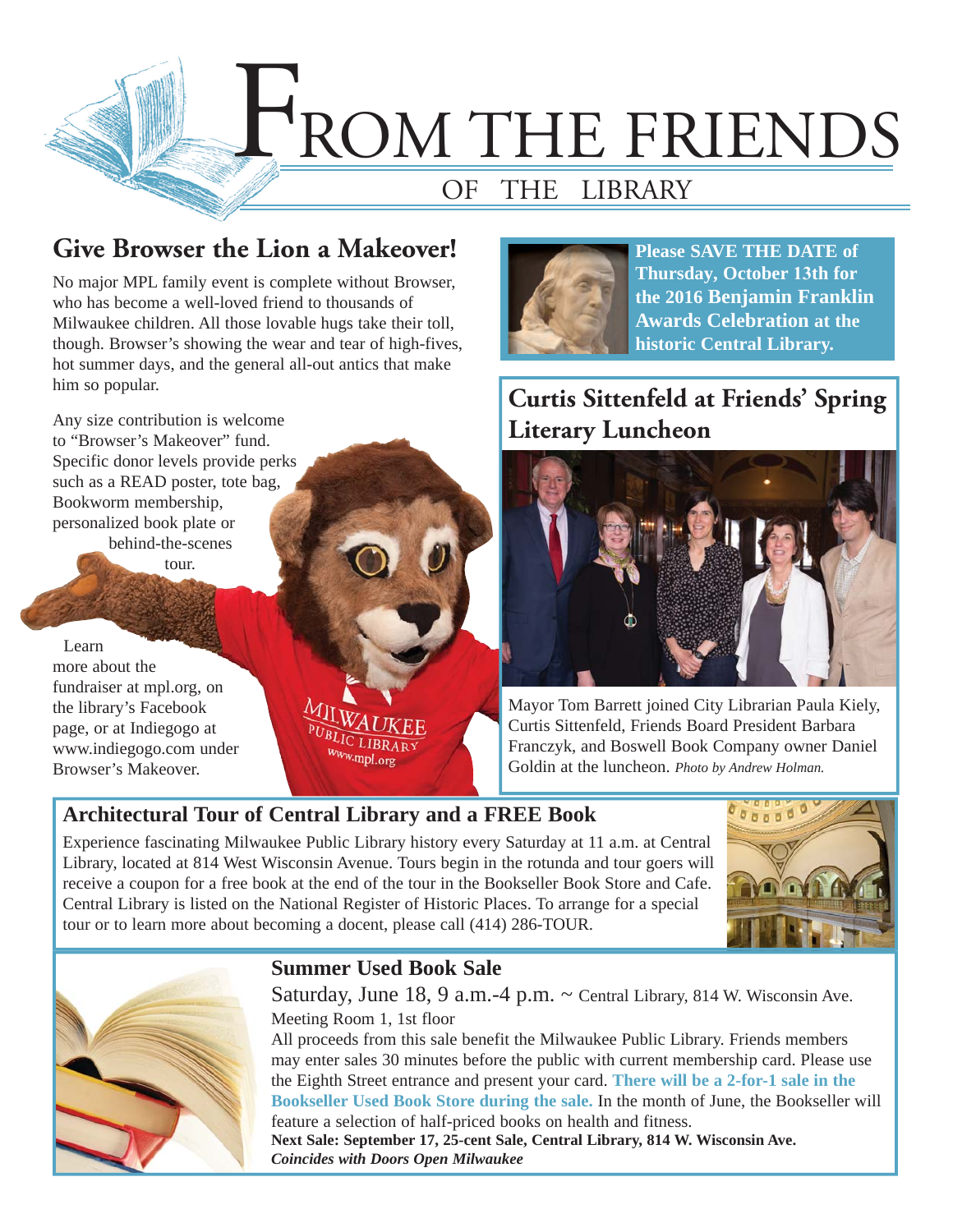# From the Friends of the Library

## Give Browser the Lion a Makeover!

No major MPL family event is complete without Browser, who has become a well-loved friend to thousands of Milwaukee children. All those lovable hugs take their toll, though. Browser's showing the wear and tear of high-fives, hot summer days, and the general all-out antics that make him so popular.

Any size contribution is welcome to "Browser's Makeover" fund. Specific donor levels provide perks such as a READ poster, tote bag, Bookworm membership, personalized book plate or behind-the-scenes tour.

Learn more about the fundraiser at mpl.org, on the library's Facebook page, or at Indiegogo at www.indiegogo.com under Browser's Makeover.

**Please SAVE THE DATE of Thursday, October 13th for the 2016 Benjamin Franklin Awards Celebration at the historic Central Library.**

## Curtis Sittenfeld at Friends' Spring Literary Luncheon

Mayor Tom Barrett joined City Librarian Paula Kiely, Curtis Sittenfeld, Friends Board President Barbara Franczyk, and Boswell Book Company owner Daniel Goldin at the luncheon. *Photo by Andrew Holman.*

## Architectural Tour of Central Library and a FREE Book

Experience fascinating Milwaukee Public Library history every Saturday at 11 a.m. at Central Library, located at 814 West Wisconsin Avenue. Tours begin in the rotunda and tour goers will receive a coupon for a free book at the end of the tour in the Bookseller Book Store and Cafe. Central Library is listed on the National Register of Historic Places. To arrange for a special tour or to learn more about becoming a docent, please call (414) 286-TOUR.

## Summer Used Book Sale

Saturday, June 18, 9 a.m.-4 p.m. ~ Central Library, 814 W. Wisconsin Ave.
Meeting Room 1, 1st floor

All proceeds from this sale benefit the Milwaukee Public Library. Friends members may enter sales 30 minutes before the public with current membership card. Please use the Eighth Street entrance and present your card. **There will be a 2-for-1 sale in the Bookseller Used Book Store during the sale.** In the month of June, the Bookseller will feature a selection of half-priced books on health and fitness.

**Next Sale: September 17, 25-cent Sale, Central Library, 814 W. Wisconsin Ave.**
***Coincides with Doors Open Milwaukee***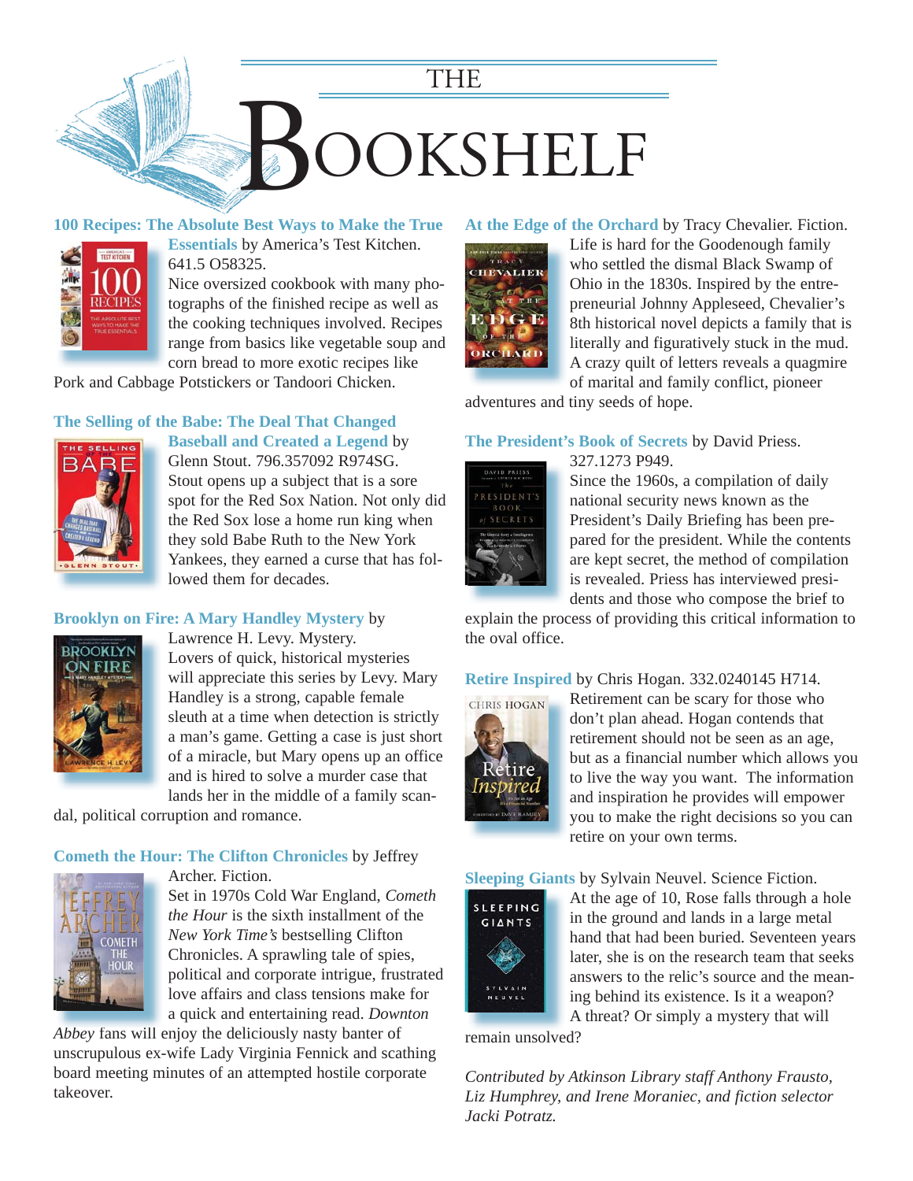# THE BOOKSHELF

**100 Recipes: The Absolute Best Ways to Make the True Essentials** by America's Test Kitchen. 641.5 O58325.
Nice oversized cookbook with many photographs of the finished recipe as well as the cooking techniques involved. Recipes range from basics like vegetable soup and corn bread to more exotic recipes like Pork and Cabbage Potstickers or Tandoori Chicken.

**The Selling of the Babe: The Deal That Changed Baseball and Created a Legend** by Glenn Stout. 796.357092 R974SG.
Stout opens up a subject that is a sore spot for the Red Sox Nation. Not only did the Red Sox lose a home run king when they sold Babe Ruth to the New York Yankees, they earned a curse that has followed them for decades.

**Brooklyn on Fire: A Mary Handley Mystery** by Lawrence H. Levy. Mystery.
Lovers of quick, historical mysteries will appreciate this series by Levy. Mary Handley is a strong, capable female sleuth at a time when detection is strictly a man's game. Getting a case is just short of a miracle, but Mary opens up an office and is hired to solve a murder case that lands her in the middle of a family scandal, political corruption and romance.

**Cometh the Hour: The Clifton Chronicles** by Jeffrey Archer. Fiction.
Set in 1970s Cold War England, *Cometh the Hour* is the sixth installment of the *New York Time's* bestselling Clifton Chronicles. A sprawling tale of spies, political and corporate intrigue, frustrated love affairs and class tensions make for a quick and entertaining read. *Downton Abbey* fans will enjoy the deliciously nasty banter of unscrupulous ex-wife Lady Virginia Fennick and scathing board meeting minutes of an attempted hostile corporate takeover.

**At the Edge of the Orchard** by Tracy Chevalier. Fiction.
Life is hard for the Goodenough family who settled the dismal Black Swamp of Ohio in the 1830s. Inspired by the entrepreneurial Johnny Appleseed, Chevalier's 8th historical novel depicts a family that is literally and figuratively stuck in the mud. A crazy quilt of letters reveals a quagmire of marital and family conflict, pioneer adventures and tiny seeds of hope.

**The President's Book of Secrets** by David Priess. 327.1273 P949.
Since the 1960s, a compilation of daily national security news known as the President's Daily Briefing has been prepared for the president. While the contents are kept secret, the method of compilation is revealed. Priess has interviewed presidents and those who compose the brief to explain the process of providing this critical information to the oval office.

**Retire Inspired** by Chris Hogan. 332.0240145 H714.
Retirement can be scary for those who don't plan ahead. Hogan contends that retirement should not be seen as an age, but as a financial number which allows you to live the way you want. The information and inspiration he provides will empower you to make the right decisions so you can retire on your own terms.

**Sleeping Giants** by Sylvain Neuvel. Science Fiction.
At the age of 10, Rose falls through a hole in the ground and lands in a large metal hand that had been buried. Seventeen years later, she is on the research team that seeks answers to the relic's source and the meaning behind its existence. Is it a weapon? A threat? Or simply a mystery that will remain unsolved?

*Contributed by Atkinson Library staff Anthony Frausto, Liz Humphrey, and Irene Moraniec, and fiction selector Jacki Potratz.*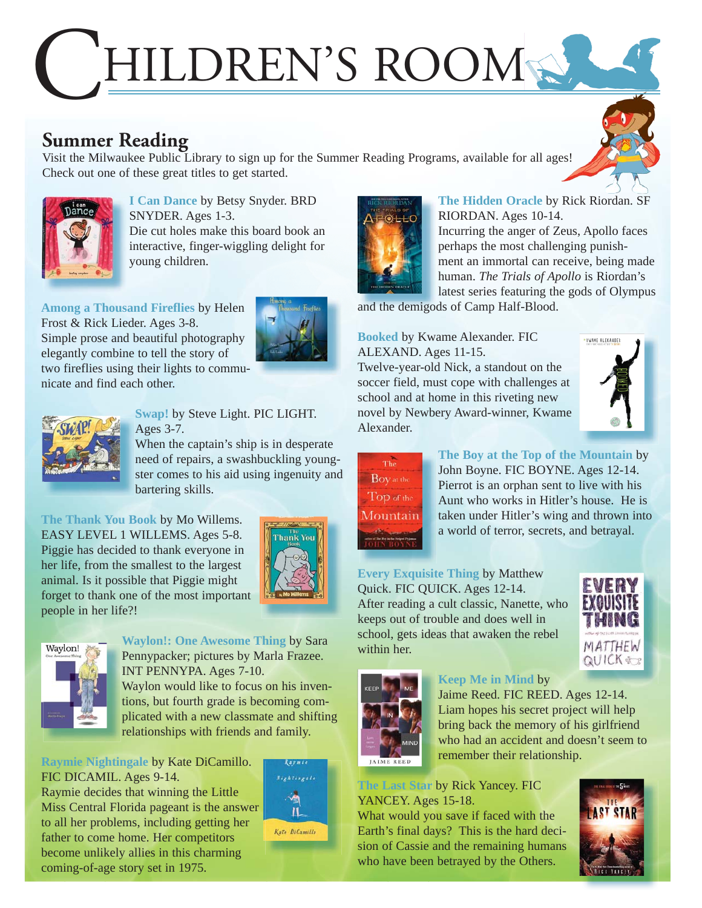# Children's Room

## Summer Reading

Visit the Milwaukee Public Library to sign up for the Summer Reading Programs, available for all ages! Check out one of these great titles to get started.

**I Can Dance** by Betsy Snyder. BRD SNYDER. Ages 1-3.
Die cut holes make this board book an interactive, finger-wiggling delight for young children.

**Among a Thousand Fireflies** by Helen Frost & Rick Lieder. Ages 3-8.
Simple prose and beautiful photography elegantly combine to tell the story of two fireflies using their lights to communicate and find each other.

**Swap!** by Steve Light. PIC LIGHT. Ages 3-7.
When the captain's ship is in desperate need of repairs, a swashbuckling youngster comes to his aid using ingenuity and bartering skills.

**The Thank You Book** by Mo Willems. EASY LEVEL 1 WILLEMS. Ages 5-8.
Piggie has decided to thank everyone in her life, from the smallest to the largest animal. Is it possible that Piggie might forget to thank one of the most important people in her life?!

**Waylon!: One Awesome Thing** by Sara Pennypacker; pictures by Marla Frazee. INT PENNYPA. Ages 7-10.
Waylon would like to focus on his inventions, but fourth grade is becoming complicated with a new classmate and shifting relationships with friends and family.

**Raymie Nightingale** by Kate DiCamillo. FIC DICAMIL. Ages 9-14.
Raymie decides that winning the Little Miss Central Florida pageant is the answer to all her problems, including getting her father to come home. Her competitors become unlikely allies in this charming coming-of-age story set in 1975.

**The Hidden Oracle** by Rick Riordan. SF RIORDAN. Ages 10-14.
Incurring the anger of Zeus, Apollo faces perhaps the most challenging punishment an immortal can receive, being made human. *The Trials of Apollo* is Riordan's latest series featuring the gods of Olympus and the demigods of Camp Half-Blood.

**Booked** by Kwame Alexander. FIC ALEXAND. Ages 11-15.
Twelve-year-old Nick, a standout on the soccer field, must cope with challenges at school and at home in this riveting new novel by Newbery Award-winner, Kwame Alexander.

**The Boy at the Top of the Mountain** by John Boyne. FIC BOYNE. Ages 12-14.
Pierrot is an orphan sent to live with his Aunt who works in Hitler's house. He is taken under Hitler's wing and thrown into a world of terror, secrets, and betrayal.

**Every Exquisite Thing** by Matthew Quick. FIC QUICK. Ages 12-14.
After reading a cult classic, Nanette, who keeps out of trouble and does well in school, gets ideas that awaken the rebel within her.

**Keep Me in Mind** by Jaime Reed. FIC REED. Ages 12-14.
Liam hopes his secret project will help bring back the memory of his girlfriend who had an accident and doesn't seem to remember their relationship.

**The Last Star** by Rick Yancey. FIC YANCEY. Ages 15-18.
What would you save if faced with the Earth's final days? This is the hard decision of Cassie and the remaining humans who have been betrayed by the Others.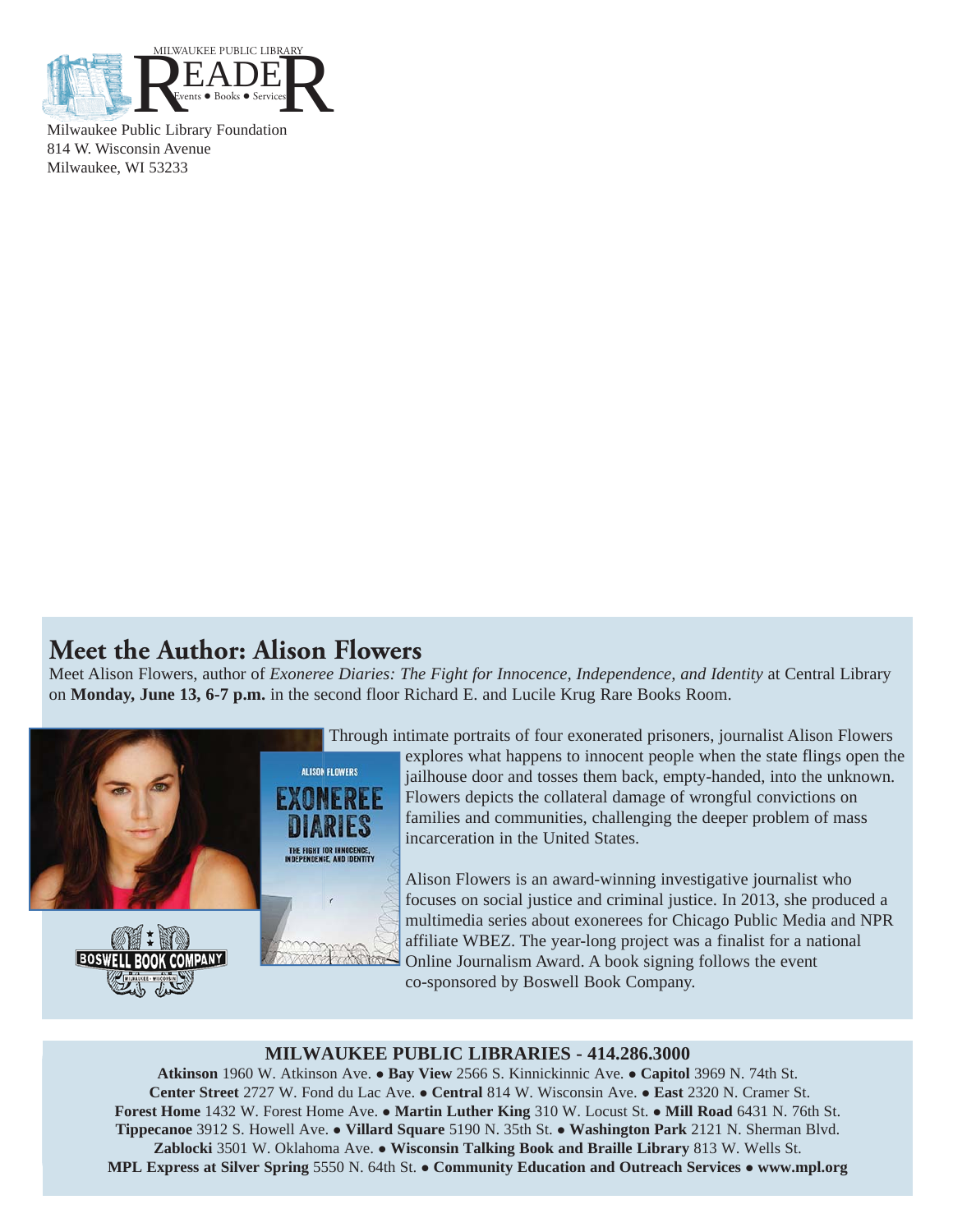MILWAUKEE PUBLIC LIBRARY

READER

Events ● Books ● Services

Milwaukee Public Library Foundation
814 W. Wisconsin Avenue
Milwaukee, WI 53233

## Meet the Author: Alison Flowers

Meet Alison Flowers, author of *Exoneree Diaries: The Fight for Innocence, Independence, and Identity* at Central Library on **Monday, June 13, 6-7 p.m.** in the second floor Richard E. and Lucile Krug Rare Books Room.

Through intimate portraits of four exonerated prisoners, journalist Alison Flowers explores what happens to innocent people when the state flings open the jailhouse door and tosses them back, empty-handed, into the unknown. Flowers depicts the collateral damage of wrongful convictions on families and communities, challenging the deeper problem of mass incarceration in the United States.

Alison Flowers is an award-winning investigative journalist who focuses on social justice and criminal justice. In 2013, she produced a multimedia series about exonerees for Chicago Public Media and NPR affiliate WBEZ. The year-long project was a finalist for a national Online Journalism Award. A book signing follows the event co-sponsored by Boswell Book Company.

**MILWAUKEE PUBLIC LIBRARIES - 414.286.3000**

**Atkinson** 1960 W. Atkinson Ave. ● **Bay View** 2566 S. Kinnickinnic Ave. ● **Capitol** 3969 N. 74th St.
**Center Street** 2727 W. Fond du Lac Ave. ● **Central** 814 W. Wisconsin Ave. ● **East** 2320 N. Cramer St.
**Forest Home** 1432 W. Forest Home Ave. ● **Martin Luther King** 310 W. Locust St. ● **Mill Road** 6431 N. 76th St.
**Tippecanoe** 3912 S. Howell Ave. ● **Villard Square** 5190 N. 35th St. ● **Washington Park** 2121 N. Sherman Blvd.
**Zablocki** 3501 W. Oklahoma Ave. ● **Wisconsin Talking Book and Braille Library** 813 W. Wells St.
**MPL Express at Silver Spring** 5550 N. 64th St. ● **Community Education and Outreach Services** ● **www.mpl.org**